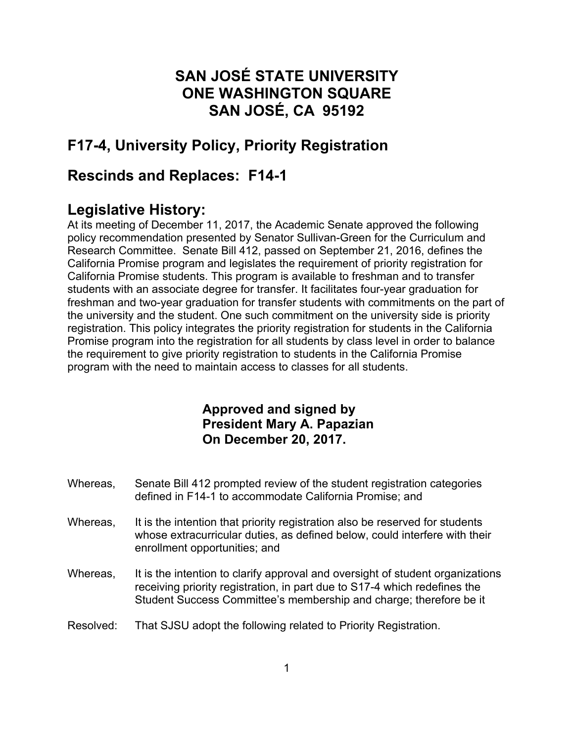# SAN JOSÉ STATE UNIVERSITY
# ONE WASHINGTON SQUARE
# SAN JOSÉ, CA 95192

## F17-4, University Policy, Priority Registration

## Rescinds and Replaces: F14-1

## Legislative History:

At its meeting of December 11, 2017, the Academic Senate approved the following policy recommendation presented by Senator Sullivan-Green for the Curriculum and Research Committee. Senate Bill 412, passed on September 21, 2016, defines the California Promise program and legislates the requirement of priority registration for California Promise students. This program is available to freshman and to transfer students with an associate degree for transfer. It facilitates four-year graduation for freshman and two-year graduation for transfer students with commitments on the part of the university and the student. One such commitment on the university side is priority registration. This policy integrates the priority registration for students in the California Promise program into the registration for all students by class level in order to balance the requirement to give priority registration to students in the California Promise program with the need to maintain access to classes for all students.

**Approved and signed by**
**President Mary A. Papazian**
**On December 20, 2017.**

Whereas, Senate Bill 412 prompted review of the student registration categories defined in F14-1 to accommodate California Promise; and

Whereas, It is the intention that priority registration also be reserved for students whose extracurricular duties, as defined below, could interfere with their enrollment opportunities; and

Whereas, It is the intention to clarify approval and oversight of student organizations receiving priority registration, in part due to S17-4 which redefines the Student Success Committee's membership and charge; therefore be it

Resolved: That SJSU adopt the following related to Priority Registration.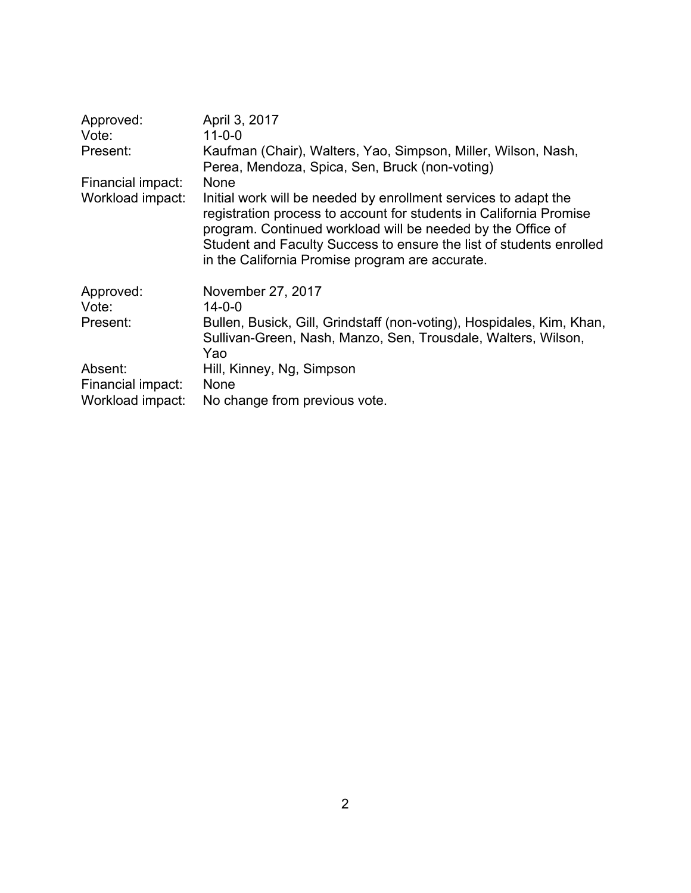Approved: April 3, 2017
Vote: 11-0-0
Present: Kaufman (Chair), Walters, Yao, Simpson, Miller, Wilson, Nash, Perea, Mendoza, Spica, Sen, Bruck (non-voting)
Financial impact: None
Workload impact: Initial work will be needed by enrollment services to adapt the registration process to account for students in California Promise program. Continued workload will be needed by the Office of Student and Faculty Success to ensure the list of students enrolled in the California Promise program are accurate.

Approved: November 27, 2017
Vote: 14-0-0
Present: Bullen, Busick, Gill, Grindstaff (non-voting), Hospidales, Kim, Khan, Sullivan-Green, Nash, Manzo, Sen, Trousdale, Walters, Wilson, Yao
Absent: Hill, Kinney, Ng, Simpson
Financial impact: None
Workload impact: No change from previous vote.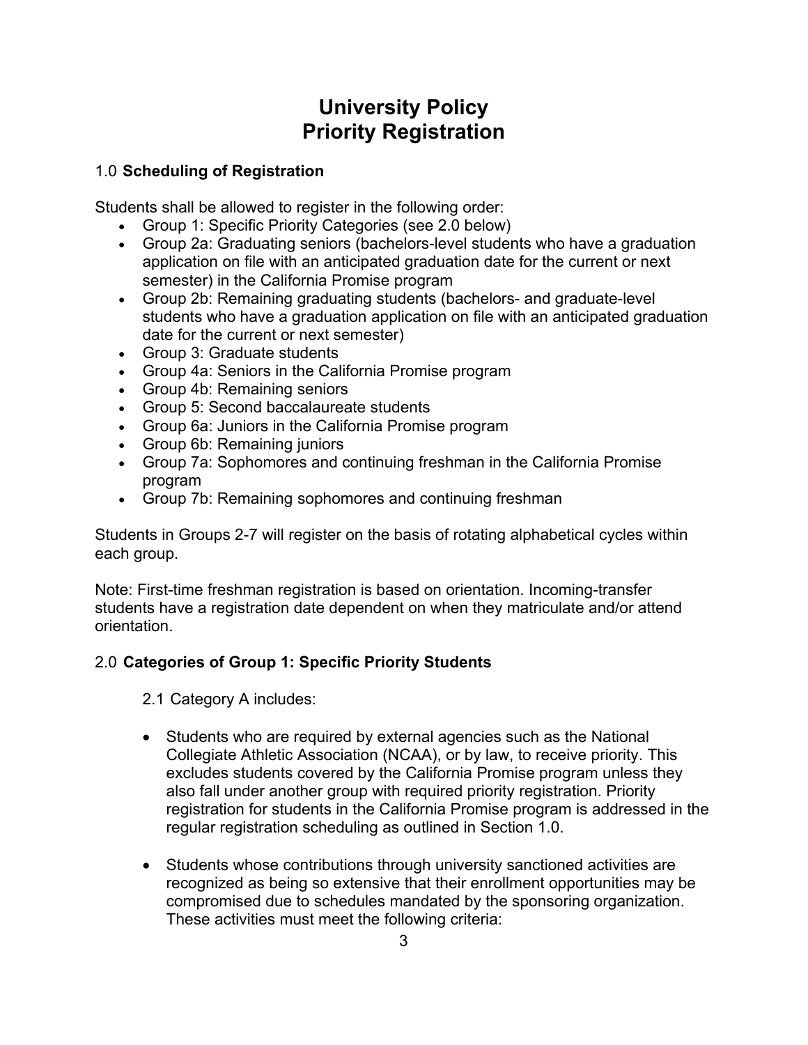# University Policy
# Priority Registration

## 1.0 **Scheduling of Registration**

Students shall be allowed to register in the following order:

- Group 1: Specific Priority Categories (see 2.0 below)
- Group 2a: Graduating seniors (bachelors-level students who have a graduation application on file with an anticipated graduation date for the current or next semester) in the California Promise program
- Group 2b: Remaining graduating students (bachelors- and graduate-level students who have a graduation application on file with an anticipated graduation date for the current or next semester)
- Group 3: Graduate students
- Group 4a: Seniors in the California Promise program
- Group 4b: Remaining seniors
- Group 5: Second baccalaureate students
- Group 6a: Juniors in the California Promise program
- Group 6b: Remaining juniors
- Group 7a: Sophomores and continuing freshman in the California Promise program
- Group 7b: Remaining sophomores and continuing freshman

Students in Groups 2-7 will register on the basis of rotating alphabetical cycles within each group.

Note: First-time freshman registration is based on orientation. Incoming-transfer students have a registration date dependent on when they matriculate and/or attend orientation.

## 2.0 **Categories of Group 1: Specific Priority Students**

2.1 Category A includes:

- Students who are required by external agencies such as the National Collegiate Athletic Association (NCAA), or by law, to receive priority. This excludes students covered by the California Promise program unless they also fall under another group with required priority registration. Priority registration for students in the California Promise program is addressed in the regular registration scheduling as outlined in Section 1.0.

- Students whose contributions through university sanctioned activities are recognized as being so extensive that their enrollment opportunities may be compromised due to schedules mandated by the sponsoring organization. These activities must meet the following criteria: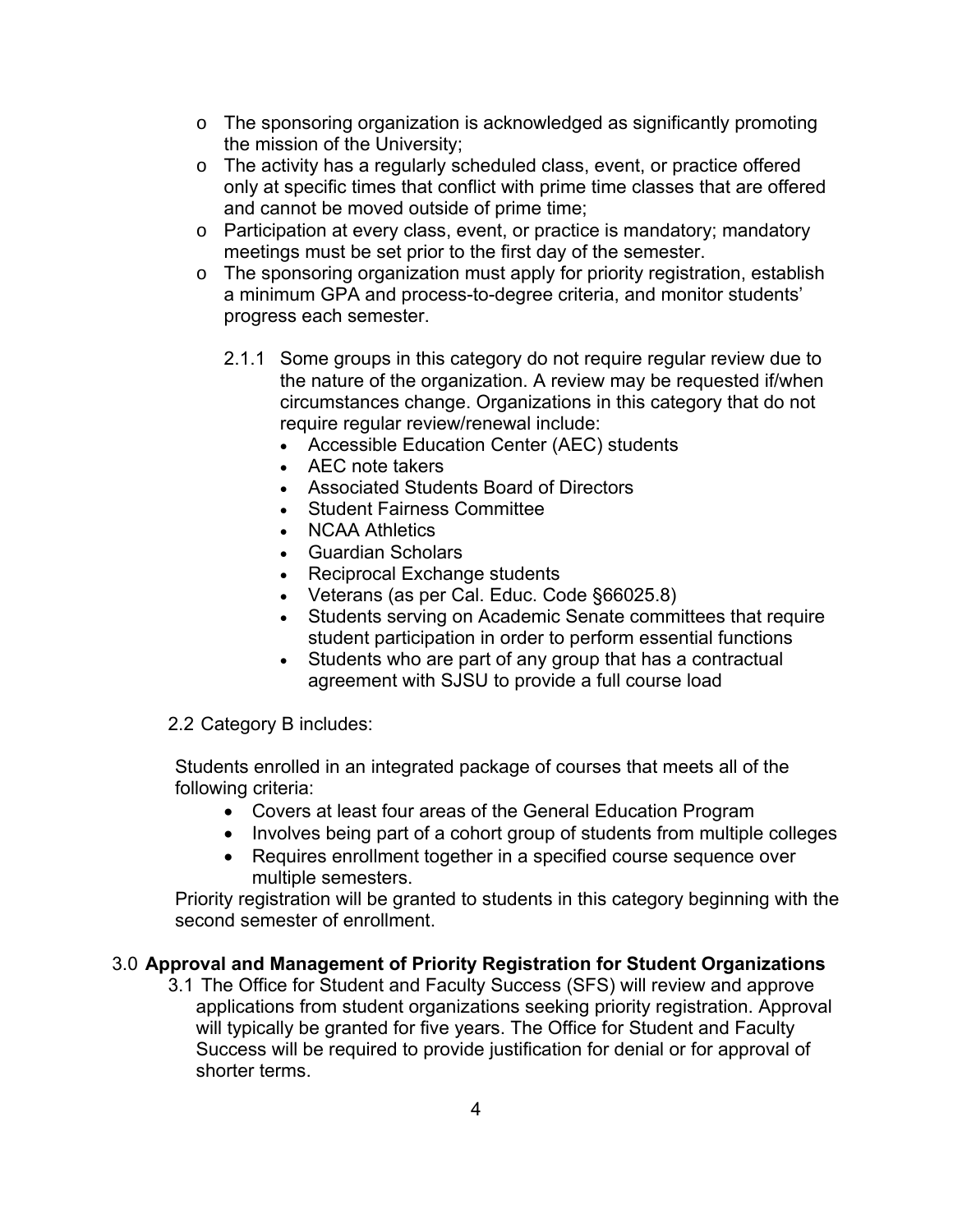- The sponsoring organization is acknowledged as significantly promoting the mission of the University;
- The activity has a regularly scheduled class, event, or practice offered only at specific times that conflict with prime time classes that are offered and cannot be moved outside of prime time;
- Participation at every class, event, or practice is mandatory; mandatory meetings must be set prior to the first day of the semester.
- The sponsoring organization must apply for priority registration, establish a minimum GPA and process-to-degree criteria, and monitor students' progress each semester.

2.1.1 Some groups in this category do not require regular review due to the nature of the organization. A review may be requested if/when circumstances change. Organizations in this category that do not require regular review/renewal include:

- Accessible Education Center (AEC) students
- AEC note takers
- Associated Students Board of Directors
- Student Fairness Committee
- NCAA Athletics
- Guardian Scholars
- Reciprocal Exchange students
- Veterans (as per Cal. Educ. Code §66025.8)
- Students serving on Academic Senate committees that require student participation in order to perform essential functions
- Students who are part of any group that has a contractual agreement with SJSU to provide a full course load

2.2 Category B includes:

Students enrolled in an integrated package of courses that meets all of the following criteria:

- Covers at least four areas of the General Education Program
- Involves being part of a cohort group of students from multiple colleges
- Requires enrollment together in a specified course sequence over multiple semesters.

Priority registration will be granted to students in this category beginning with the second semester of enrollment.

## 3.0 Approval and Management of Priority Registration for Student Organizations

3.1 The Office for Student and Faculty Success (SFS) will review and approve applications from student organizations seeking priority registration. Approval will typically be granted for five years. The Office for Student and Faculty Success will be required to provide justification for denial or for approval of shorter terms.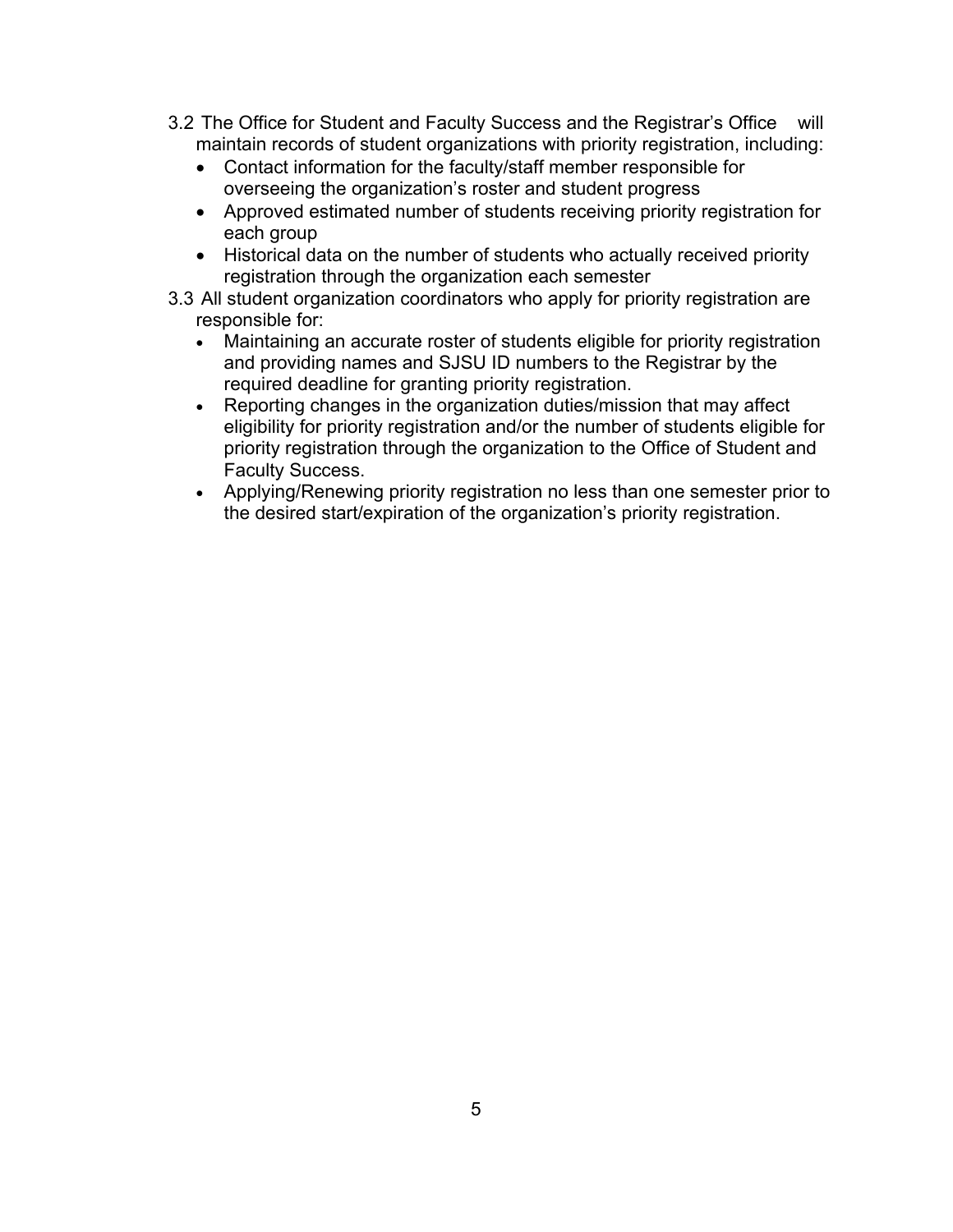3.2 The Office for Student and Faculty Success and the Registrar's Office will maintain records of student organizations with priority registration, including:

- Contact information for the faculty/staff member responsible for overseeing the organization's roster and student progress
- Approved estimated number of students receiving priority registration for each group
- Historical data on the number of students who actually received priority registration through the organization each semester

3.3 All student organization coordinators who apply for priority registration are responsible for:

- Maintaining an accurate roster of students eligible for priority registration and providing names and SJSU ID numbers to the Registrar by the required deadline for granting priority registration.
- Reporting changes in the organization duties/mission that may affect eligibility for priority registration and/or the number of students eligible for priority registration through the organization to the Office of Student and Faculty Success.
- Applying/Renewing priority registration no less than one semester prior to the desired start/expiration of the organization's priority registration.